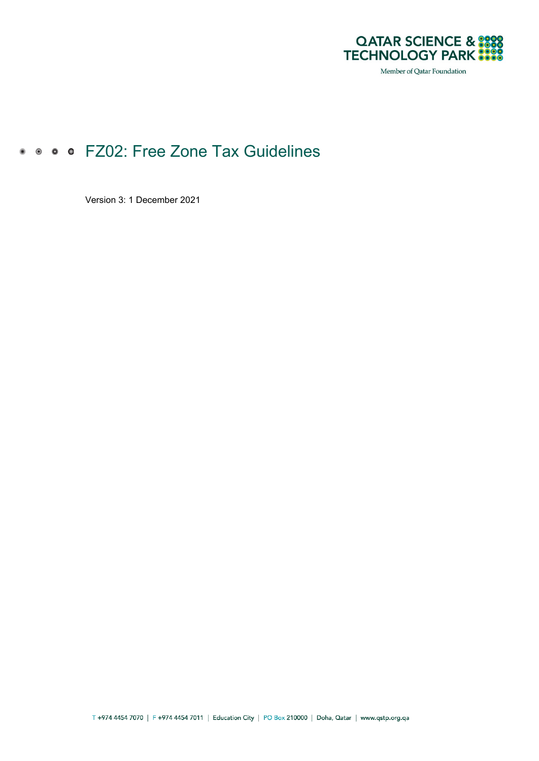# FZ02: Free Zone Tax Guidelines

Version 3: 1 December 2021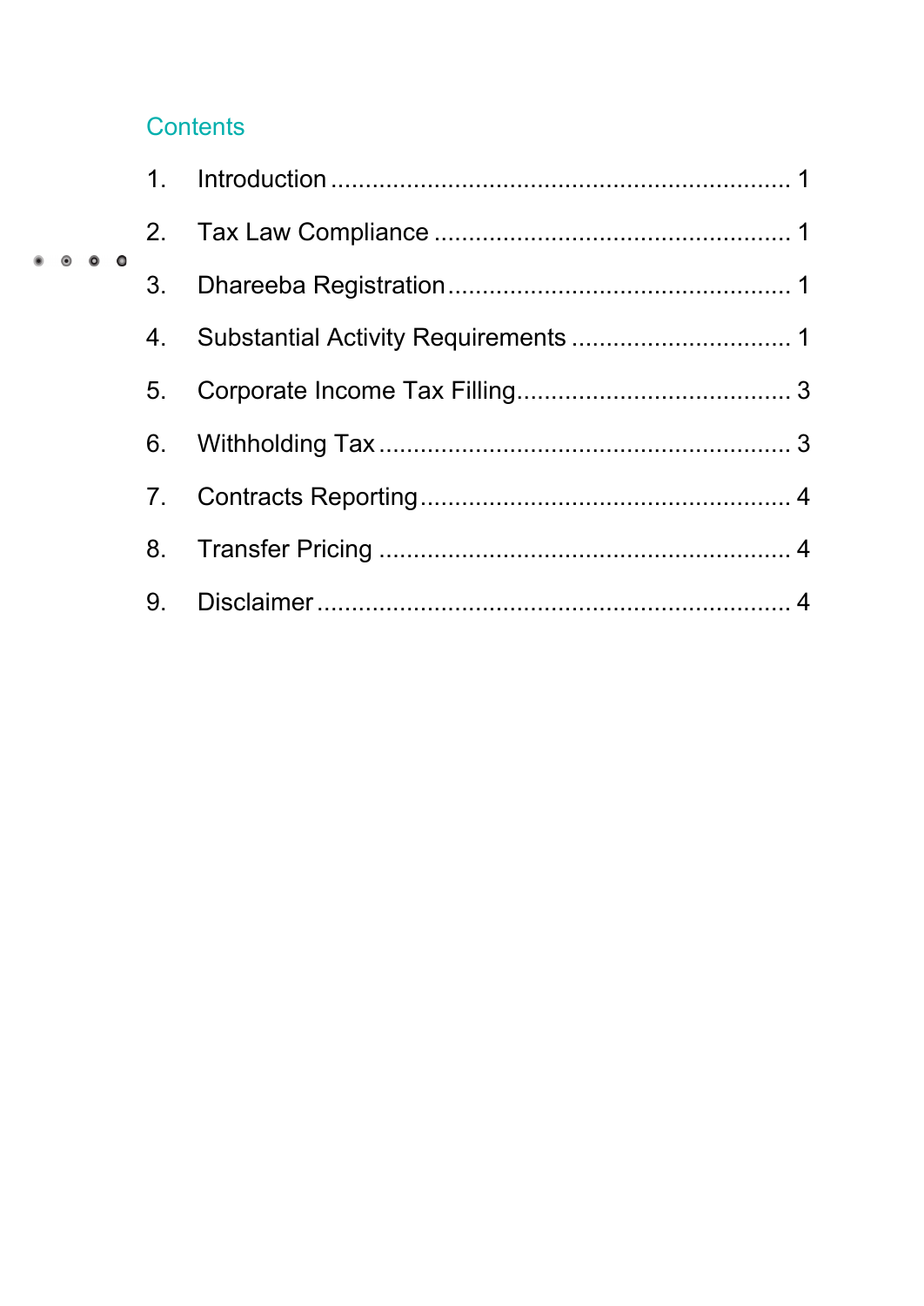## Contents

1. Introduction .................................................................. 1
2. Tax Law Compliance .................................................... 1
3. Dhareeba Registration .................................................. 1
4. Substantial Activity Requirements ................................ 1
5. Corporate Income Tax Filling........................................ 3
6. Withholding Tax ........................................................... 3
7. Contracts Reporting ..................................................... 4
8. Transfer Pricing ........................................................... 4
9. Disclaimer .................................................................... 4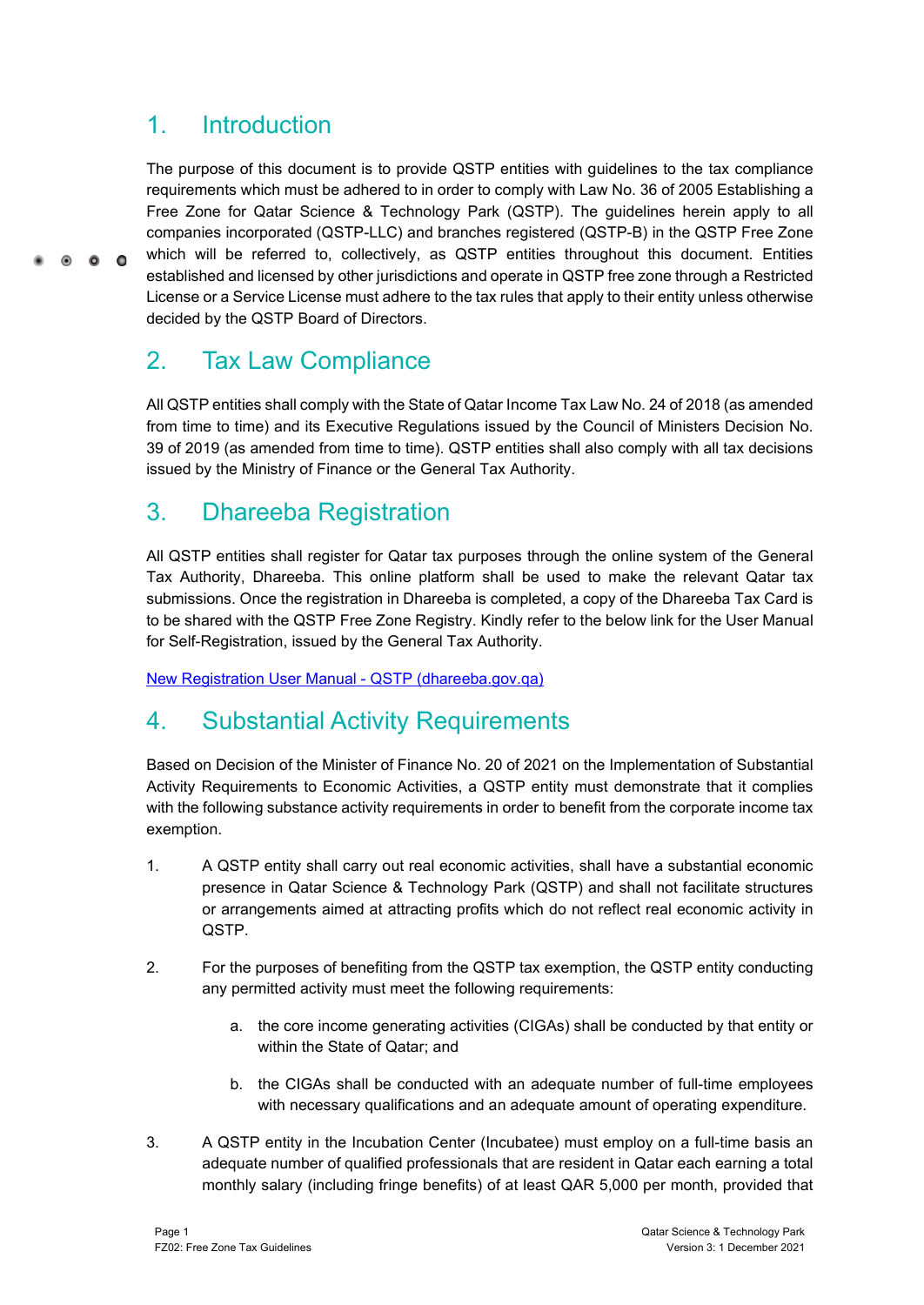## 1. Introduction

The purpose of this document is to provide QSTP entities with guidelines to the tax compliance requirements which must be adhered to in order to comply with Law No. 36 of 2005 Establishing a Free Zone for Qatar Science & Technology Park (QSTP). The guidelines herein apply to all companies incorporated (QSTP-LLC) and branches registered (QSTP-B) in the QSTP Free Zone which will be referred to, collectively, as QSTP entities throughout this document. Entities established and licensed by other jurisdictions and operate in QSTP free zone through a Restricted License or a Service License must adhere to the tax rules that apply to their entity unless otherwise decided by the QSTP Board of Directors.

## 2. Tax Law Compliance

All QSTP entities shall comply with the State of Qatar Income Tax Law No. 24 of 2018 (as amended from time to time) and its Executive Regulations issued by the Council of Ministers Decision No. 39 of 2019 (as amended from time to time). QSTP entities shall also comply with all tax decisions issued by the Ministry of Finance or the General Tax Authority.

## 3. Dhareeba Registration

All QSTP entities shall register for Qatar tax purposes through the online system of the General Tax Authority, Dhareeba. This online platform shall be used to make the relevant Qatar tax submissions. Once the registration in Dhareeba is completed, a copy of the Dhareeba Tax Card is to be shared with the QSTP Free Zone Registry. Kindly refer to the below link for the User Manual for Self-Registration, issued by the General Tax Authority.

[New Registration User Manual - QSTP (dhareeba.gov.qa)]

## 4. Substantial Activity Requirements

Based on Decision of the Minister of Finance No. 20 of 2021 on the Implementation of Substantial Activity Requirements to Economic Activities, a QSTP entity must demonstrate that it complies with the following substance activity requirements in order to benefit from the corporate income tax exemption.

1. A QSTP entity shall carry out real economic activities, shall have a substantial economic presence in Qatar Science & Technology Park (QSTP) and shall not facilitate structures or arrangements aimed at attracting profits which do not reflect real economic activity in QSTP.

2. For the purposes of benefiting from the QSTP tax exemption, the QSTP entity conducting any permitted activity must meet the following requirements:

   a. the core income generating activities (CIGAs) shall be conducted by that entity or within the State of Qatar; and

   b. the CIGAs shall be conducted with an adequate number of full-time employees with necessary qualifications and an adequate amount of operating expenditure.

3. A QSTP entity in the Incubation Center (Incubatee) must employ on a full-time basis an adequate number of qualified professionals that are resident in Qatar each earning a total monthly salary (including fringe benefits) of at least QAR 5,000 per month, provided that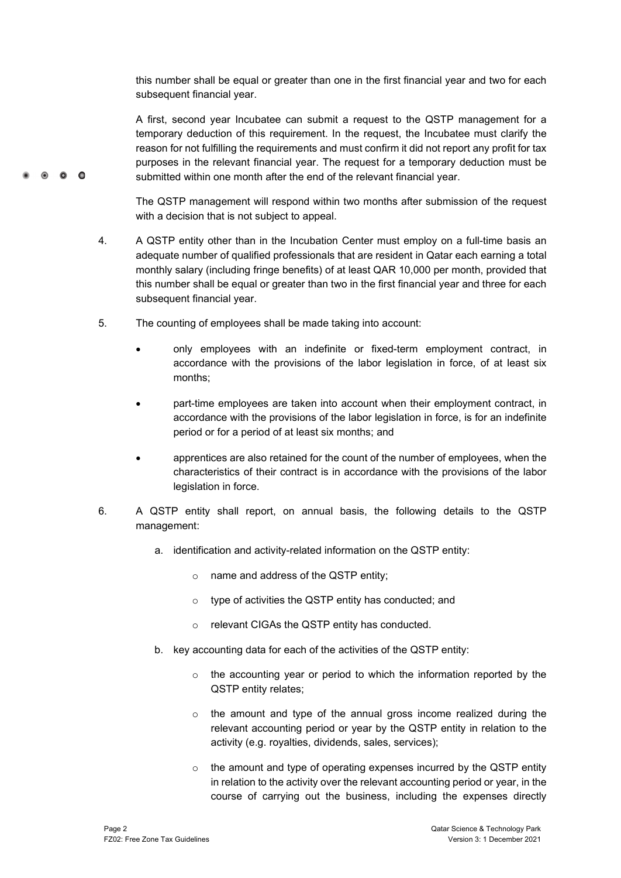this number shall be equal or greater than one in the first financial year and two for each subsequent financial year.

A first, second year Incubatee can submit a request to the QSTP management for a temporary deduction of this requirement. In the request, the Incubatee must clarify the reason for not fulfilling the requirements and must confirm it did not report any profit for tax purposes in the relevant financial year. The request for a temporary deduction must be submitted within one month after the end of the relevant financial year.

The QSTP management will respond within two months after submission of the request with a decision that is not subject to appeal.

4. A QSTP entity other than in the Incubation Center must employ on a full-time basis an adequate number of qualified professionals that are resident in Qatar each earning a total monthly salary (including fringe benefits) of at least QAR 10,000 per month, provided that this number shall be equal or greater than two in the first financial year and three for each subsequent financial year.

5. The counting of employees shall be made taking into account:

   - only employees with an indefinite or fixed-term employment contract, in accordance with the provisions of the labor legislation in force, of at least six months;
   - part-time employees are taken into account when their employment contract, in accordance with the provisions of the labor legislation in force, is for an indefinite period or for a period of at least six months; and
   - apprentices are also retained for the count of the number of employees, when the characteristics of their contract is in accordance with the provisions of the labor legislation in force.

6. A QSTP entity shall report, on annual basis, the following details to the QSTP management:

   a. identification and activity-related information on the QSTP entity:

      - name and address of the QSTP entity;
      - type of activities the QSTP entity has conducted; and
      - relevant CIGAs the QSTP entity has conducted.

   b. key accounting data for each of the activities of the QSTP entity:

      - the accounting year or period to which the information reported by the QSTP entity relates;
      - the amount and type of the annual gross income realized during the relevant accounting period or year by the QSTP entity in relation to the activity (e.g. royalties, dividends, sales, services);
      - the amount and type of operating expenses incurred by the QSTP entity in relation to the activity over the relevant accounting period or year, in the course of carrying out the business, including the expenses directly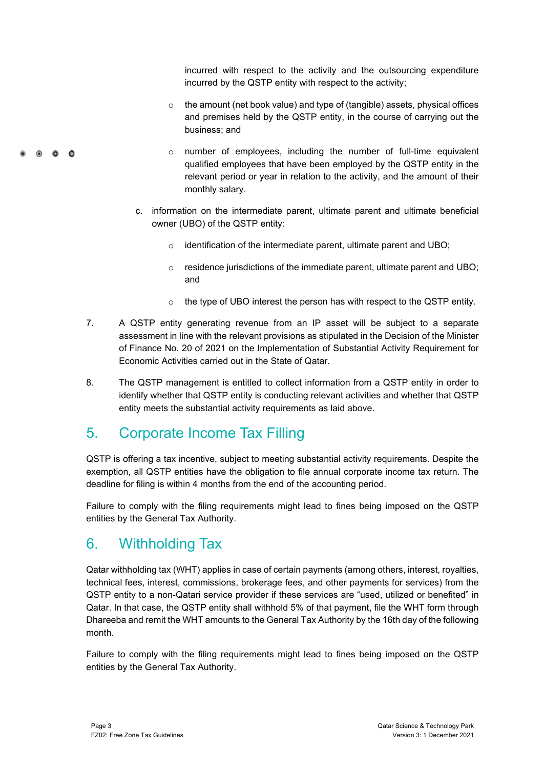incurred with respect to the activity and the outsourcing expenditure incurred by the QSTP entity with respect to the activity;

  - the amount (net book value) and type of (tangible) assets, physical offices and premises held by the QSTP entity, in the course of carrying out the business; and
  - number of employees, including the number of full-time equivalent qualified employees that have been employed by the QSTP entity in the relevant period or year in relation to the activity, and the amount of their monthly salary.

c. information on the intermediate parent, ultimate parent and ultimate beneficial owner (UBO) of the QSTP entity:

  - identification of the intermediate parent, ultimate parent and UBO;
  - residence jurisdictions of the immediate parent, ultimate parent and UBO; and
  - the type of UBO interest the person has with respect to the QSTP entity.

7. A QSTP entity generating revenue from an IP asset will be subject to a separate assessment in line with the relevant provisions as stipulated in the Decision of the Minister of Finance No. 20 of 2021 on the Implementation of Substantial Activity Requirement for Economic Activities carried out in the State of Qatar.

8. The QSTP management is entitled to collect information from a QSTP entity in order to identify whether that QSTP entity is conducting relevant activities and whether that QSTP entity meets the substantial activity requirements as laid above.

## 5. Corporate Income Tax Filling

QSTP is offering a tax incentive, subject to meeting substantial activity requirements. Despite the exemption, all QSTP entities have the obligation to file annual corporate income tax return. The deadline for filing is within 4 months from the end of the accounting period.

Failure to comply with the filing requirements might lead to fines being imposed on the QSTP entities by the General Tax Authority.

## 6. Withholding Tax

Qatar withholding tax (WHT) applies in case of certain payments (among others, interest, royalties, technical fees, interest, commissions, brokerage fees, and other payments for services) from the QSTP entity to a non-Qatari service provider if these services are "used, utilized or benefited" in Qatar. In that case, the QSTP entity shall withhold 5% of that payment, file the WHT form through Dhareeba and remit the WHT amounts to the General Tax Authority by the 16th day of the following month.

Failure to comply with the filing requirements might lead to fines being imposed on the QSTP entities by the General Tax Authority.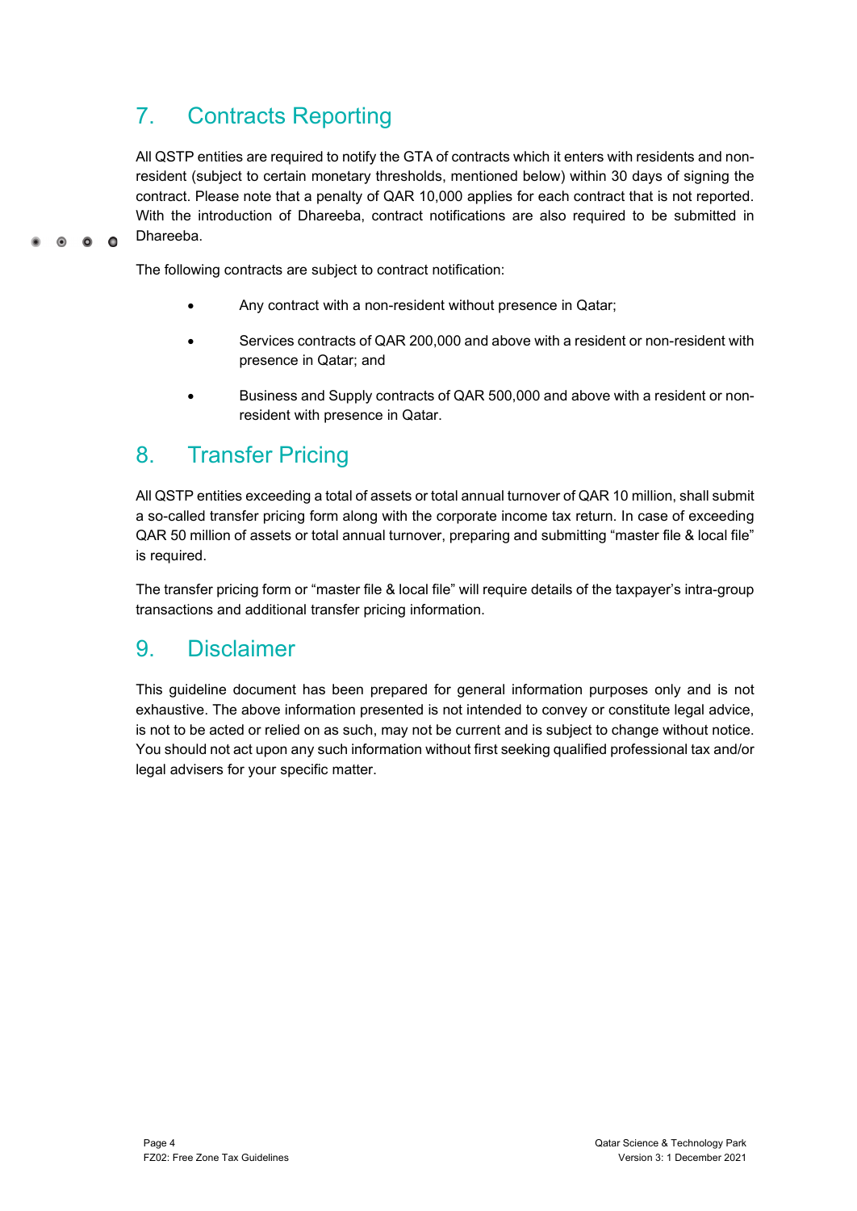## 7. Contracts Reporting

All QSTP entities are required to notify the GTA of contracts which it enters with residents and non-resident (subject to certain monetary thresholds, mentioned below) within 30 days of signing the contract. Please note that a penalty of QAR 10,000 applies for each contract that is not reported. With the introduction of Dhareeba, contract notifications are also required to be submitted in Dhareeba.

The following contracts are subject to contract notification:

- Any contract with a non-resident without presence in Qatar;
- Services contracts of QAR 200,000 and above with a resident or non-resident with presence in Qatar; and
- Business and Supply contracts of QAR 500,000 and above with a resident or non-resident with presence in Qatar.

## 8. Transfer Pricing

All QSTP entities exceeding a total of assets or total annual turnover of QAR 10 million, shall submit a so-called transfer pricing form along with the corporate income tax return. In case of exceeding QAR 50 million of assets or total annual turnover, preparing and submitting "master file & local file" is required.

The transfer pricing form or "master file & local file" will require details of the taxpayer's intra-group transactions and additional transfer pricing information.

## 9. Disclaimer

This guideline document has been prepared for general information purposes only and is not exhaustive. The above information presented is not intended to convey or constitute legal advice, is not to be acted or relied on as such, may not be current and is subject to change without notice. You should not act upon any such information without first seeking qualified professional tax and/or legal advisers for your specific matter.